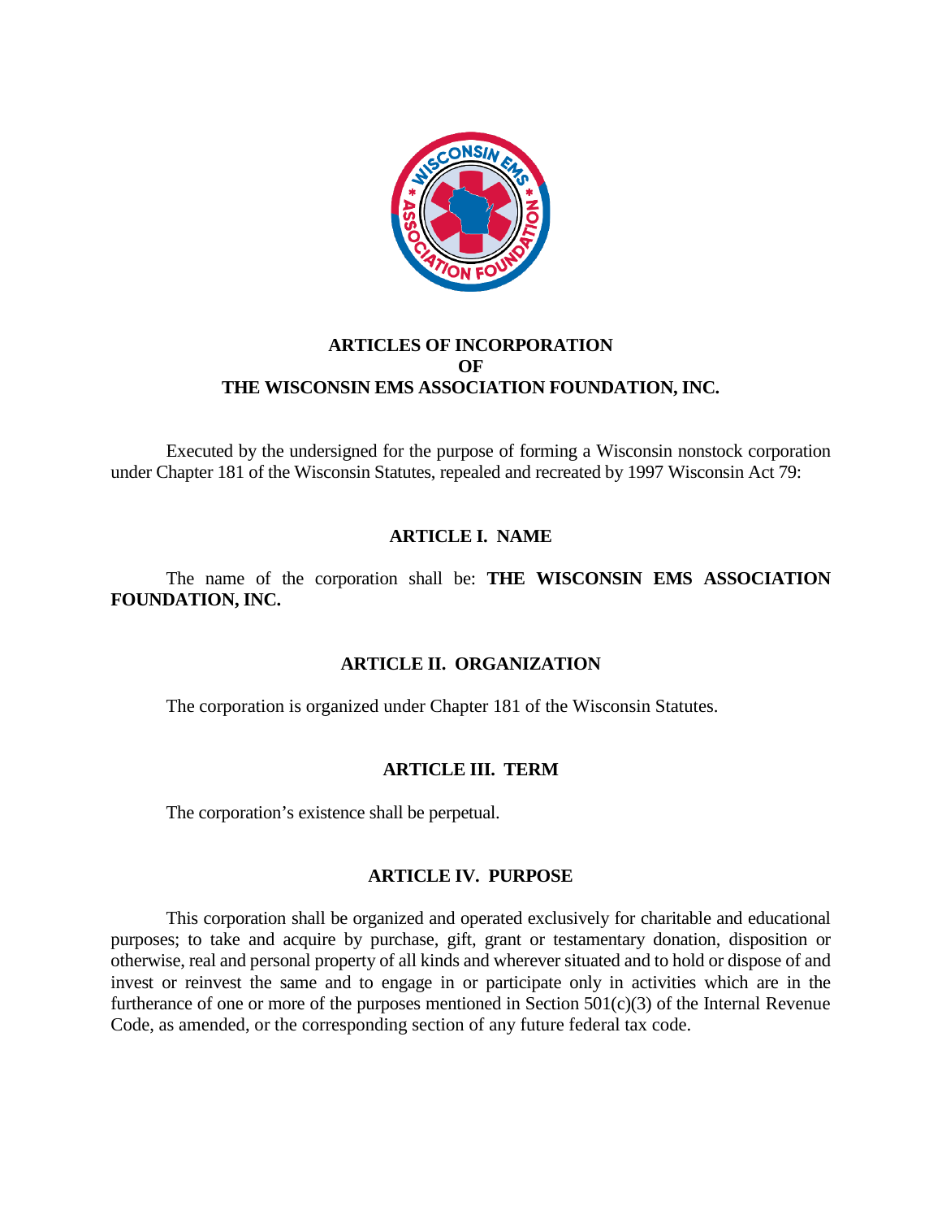# ARTICLES OF INCORPORATION
# OF
# THE WISCONSIN EMS ASSOCIATION FOUNDATION, INC.

Executed by the undersigned for the purpose of forming a Wisconsin nonstock corporation under Chapter 181 of the Wisconsin Statutes, repealed and recreated by 1997 Wisconsin Act 79:

## ARTICLE I. NAME

The name of the corporation shall be: **THE WISCONSIN EMS ASSOCIATION FOUNDATION, INC.**

## ARTICLE II. ORGANIZATION

The corporation is organized under Chapter 181 of the Wisconsin Statutes.

## ARTICLE III. TERM

The corporation's existence shall be perpetual.

## ARTICLE IV. PURPOSE

This corporation shall be organized and operated exclusively for charitable and educational purposes; to take and acquire by purchase, gift, grant or testamentary donation, disposition or otherwise, real and personal property of all kinds and wherever situated and to hold or dispose of and invest or reinvest the same and to engage in or participate only in activities which are in the furtherance of one or more of the purposes mentioned in Section 501(c)(3) of the Internal Revenue Code, as amended, or the corresponding section of any future federal tax code.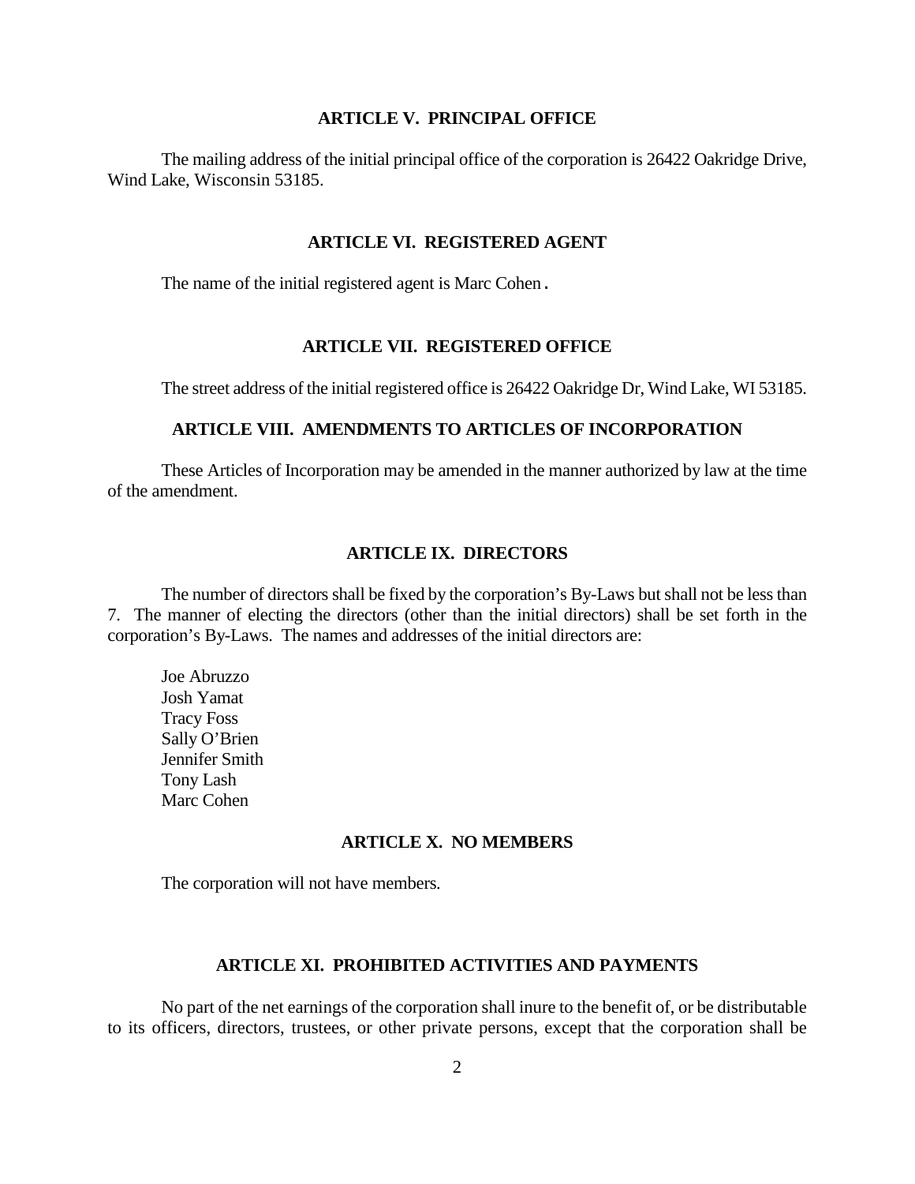## ARTICLE V. PRINCIPAL OFFICE

The mailing address of the initial principal office of the corporation is 26422 Oakridge Drive, Wind Lake, Wisconsin 53185.

## ARTICLE VI. REGISTERED AGENT

The name of the initial registered agent is Marc Cohen.

## ARTICLE VII. REGISTERED OFFICE

The street address of the initial registered office is 26422 Oakridge Dr, Wind Lake, WI 53185.

## ARTICLE VIII. AMENDMENTS TO ARTICLES OF INCORPORATION

These Articles of Incorporation may be amended in the manner authorized by law at the time of the amendment.

## ARTICLE IX. DIRECTORS

The number of directors shall be fixed by the corporation's By-Laws but shall not be less than 7. The manner of electing the directors (other than the initial directors) shall be set forth in the corporation's By-Laws. The names and addresses of the initial directors are:

Joe Abruzzo
Josh Yamat
Tracy Foss
Sally O'Brien
Jennifer Smith
Tony Lash
Marc Cohen

## ARTICLE X. NO MEMBERS

The corporation will not have members.

## ARTICLE XI. PROHIBITED ACTIVITIES AND PAYMENTS

No part of the net earnings of the corporation shall inure to the benefit of, or be distributable to its officers, directors, trustees, or other private persons, except that the corporation shall be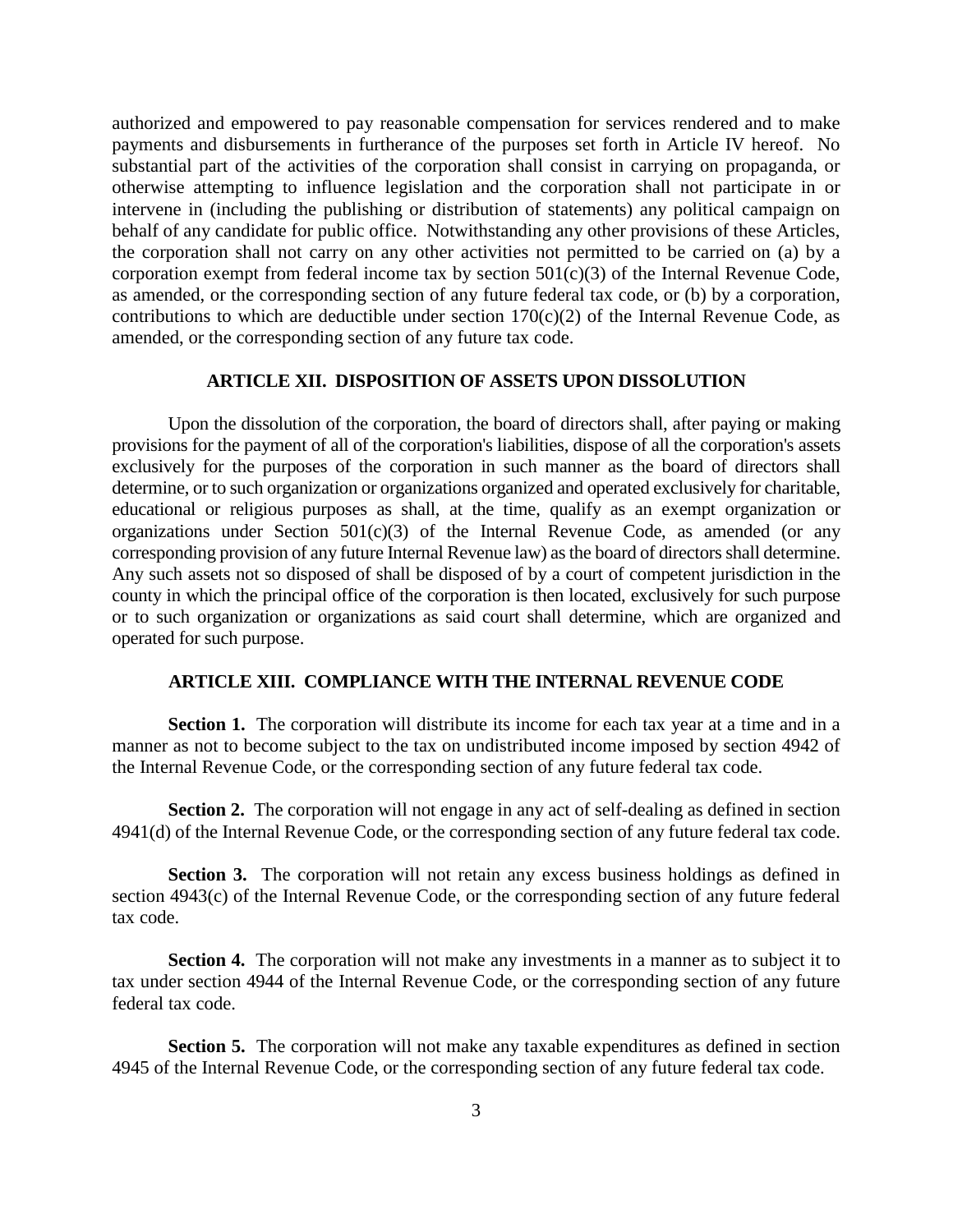authorized and empowered to pay reasonable compensation for services rendered and to make payments and disbursements in furtherance of the purposes set forth in Article IV hereof. No substantial part of the activities of the corporation shall consist in carrying on propaganda, or otherwise attempting to influence legislation and the corporation shall not participate in or intervene in (including the publishing or distribution of statements) any political campaign on behalf of any candidate for public office. Notwithstanding any other provisions of these Articles, the corporation shall not carry on any other activities not permitted to be carried on (a) by a corporation exempt from federal income tax by section 501(c)(3) of the Internal Revenue Code, as amended, or the corresponding section of any future federal tax code, or (b) by a corporation, contributions to which are deductible under section 170(c)(2) of the Internal Revenue Code, as amended, or the corresponding section of any future tax code.

## ARTICLE XII. DISPOSITION OF ASSETS UPON DISSOLUTION

Upon the dissolution of the corporation, the board of directors shall, after paying or making provisions for the payment of all of the corporation's liabilities, dispose of all the corporation's assets exclusively for the purposes of the corporation in such manner as the board of directors shall determine, or to such organization or organizations organized and operated exclusively for charitable, educational or religious purposes as shall, at the time, qualify as an exempt organization or organizations under Section 501(c)(3) of the Internal Revenue Code, as amended (or any corresponding provision of any future Internal Revenue law) as the board of directors shall determine. Any such assets not so disposed of shall be disposed of by a court of competent jurisdiction in the county in which the principal office of the corporation is then located, exclusively for such purpose or to such organization or organizations as said court shall determine, which are organized and operated for such purpose.

## ARTICLE XIII. COMPLIANCE WITH THE INTERNAL REVENUE CODE

**Section 1.** The corporation will distribute its income for each tax year at a time and in a manner as not to become subject to the tax on undistributed income imposed by section 4942 of the Internal Revenue Code, or the corresponding section of any future federal tax code.

**Section 2.** The corporation will not engage in any act of self-dealing as defined in section 4941(d) of the Internal Revenue Code, or the corresponding section of any future federal tax code.

**Section 3.** The corporation will not retain any excess business holdings as defined in section 4943(c) of the Internal Revenue Code, or the corresponding section of any future federal tax code.

**Section 4.** The corporation will not make any investments in a manner as to subject it to tax under section 4944 of the Internal Revenue Code, or the corresponding section of any future federal tax code.

**Section 5.** The corporation will not make any taxable expenditures as defined in section 4945 of the Internal Revenue Code, or the corresponding section of any future federal tax code.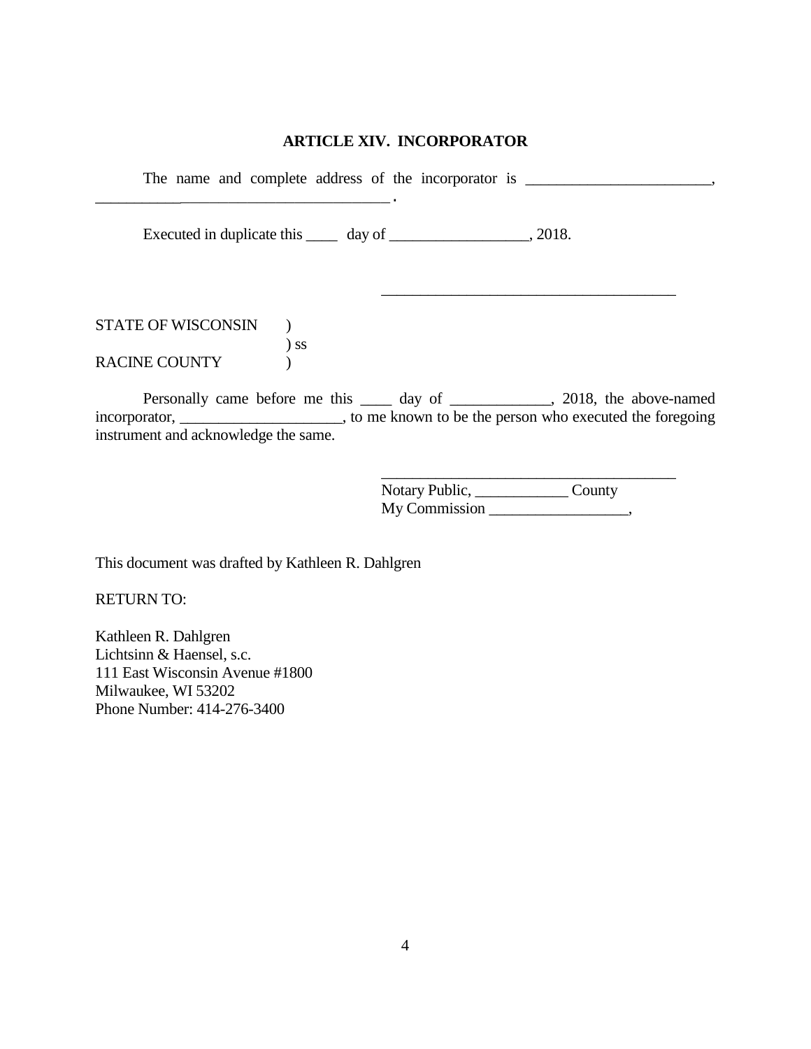## ARTICLE XIV. INCORPORATOR

The name and complete address of the incorporator is ________________________, _____________________________________.

Executed in duplicate this ____ day of __________________, 2018.

______________________________________

STATE OF WISCONSIN )
) ss
RACINE COUNTY )

Personally came before me this ____ day of _____________, 2018, the above-named incorporator, _____________________, to me known to be the person who executed the foregoing instrument and acknowledge the same.

______________________________________
Notary Public, ____________ County
My Commission __________________,

This document was drafted by Kathleen R. Dahlgren

RETURN TO:

Kathleen R. Dahlgren
Lichtsinn & Haensel, s.c.
111 East Wisconsin Avenue #1800
Milwaukee, WI 53202
Phone Number: 414-276-3400